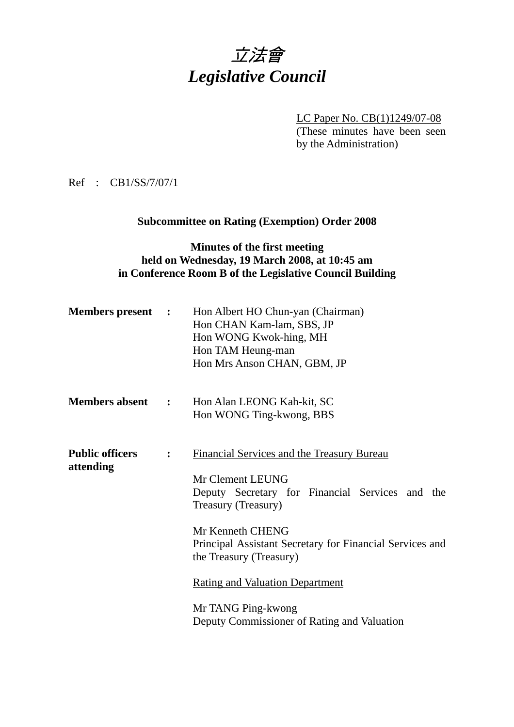# *立法會*
# *Legislative Council*

LC Paper No. CB(1)1249/07-08
(These minutes have been seen by the Administration)

Ref : CB1/SS/7/07/1

### Subcommittee on Rating (Exemption) Order 2008

### Minutes of the first meeting
### held on Wednesday, 19 March 2008, at 10:45 am
### in Conference Room B of the Legislative Council Building

**Members present :**
Hon Albert HO Chun-yan (Chairman)
Hon CHAN Kam-lam, SBS, JP
Hon WONG Kwok-hing, MH
Hon TAM Heung-man
Hon Mrs Anson CHAN, GBM, JP

**Members absent :**
Hon Alan LEONG Kah-kit, SC
Hon WONG Ting-kwong, BBS

**Public officers attending :**

Financial Services and the Treasury Bureau

Mr Clement LEUNG
Deputy Secretary for Financial Services and the Treasury (Treasury)

Mr Kenneth CHENG
Principal Assistant Secretary for Financial Services and the Treasury (Treasury)

Rating and Valuation Department

Mr TANG Ping-kwong
Deputy Commissioner of Rating and Valuation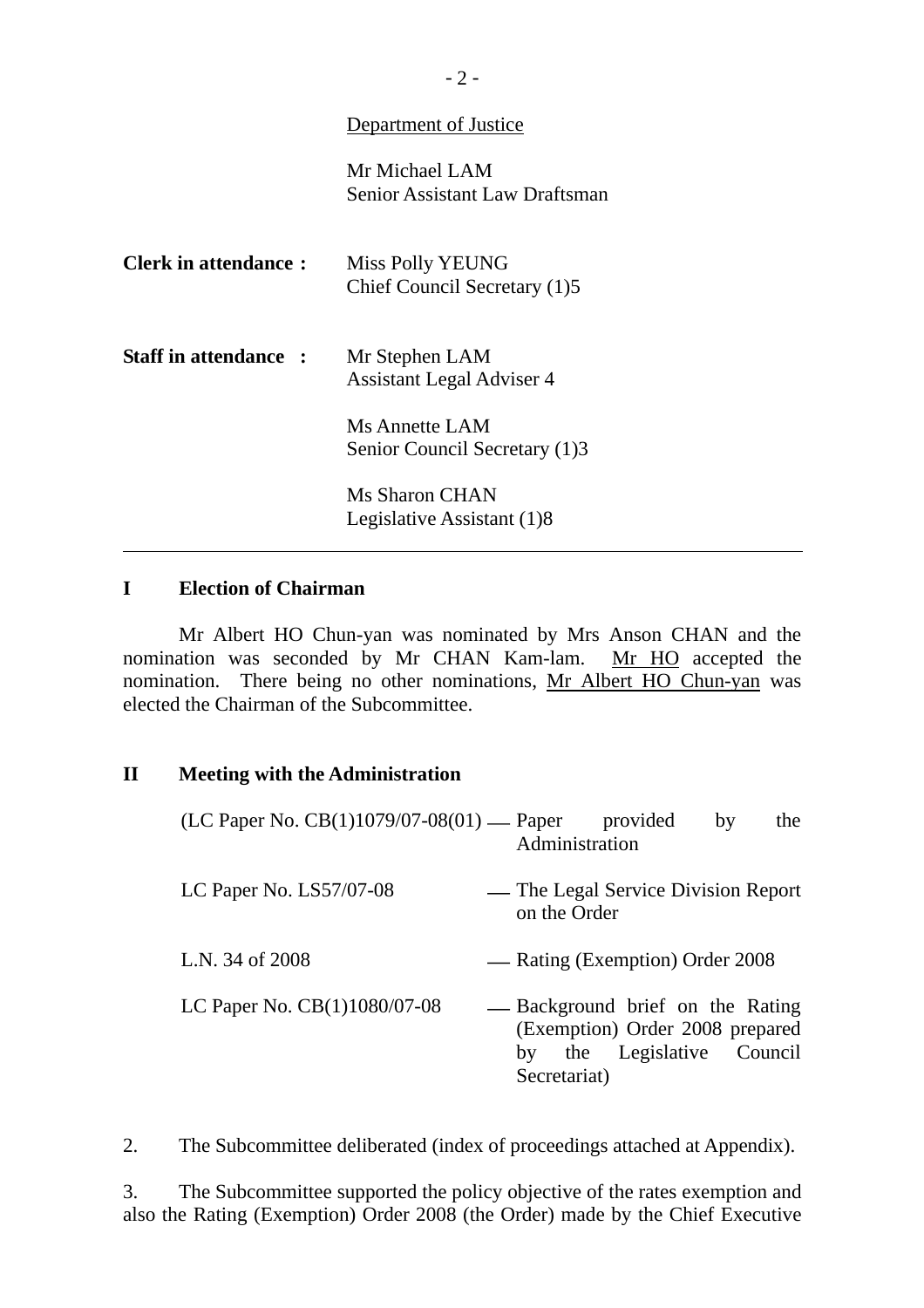Department of Justice

Mr Michael LAM
Senior Assistant Law Draftsman

**Clerk in attendance :** Miss Polly YEUNG
Chief Council Secretary (1)5

**Staff in attendance :** Mr Stephen LAM
Assistant Legal Adviser 4

Ms Annette LAM
Senior Council Secretary (1)3

Ms Sharon CHAN
Legislative Assistant (1)8

---

## I Election of Chairman

Mr Albert HO Chun-yan was nominated by Mrs Anson CHAN and the nomination was seconded by Mr CHAN Kam-lam. Mr HO accepted the nomination. There being no other nominations, Mr Albert HO Chun-yan was elected the Chairman of the Subcommittee.

## II Meeting with the Administration

| | |
|---|---|
| (LC Paper No. CB(1)1079/07-08(01) | — Paper provided by the Administration |
| LC Paper No. LS57/07-08 | — The Legal Service Division Report on the Order |
| L.N. 34 of 2008 | — Rating (Exemption) Order 2008 |
| LC Paper No. CB(1)1080/07-08 | — Background brief on the Rating (Exemption) Order 2008 prepared by the Legislative Council Secretariat) |

2. The Subcommittee deliberated (index of proceedings attached at Appendix).

3. The Subcommittee supported the policy objective of the rates exemption and also the Rating (Exemption) Order 2008 (the Order) made by the Chief Executive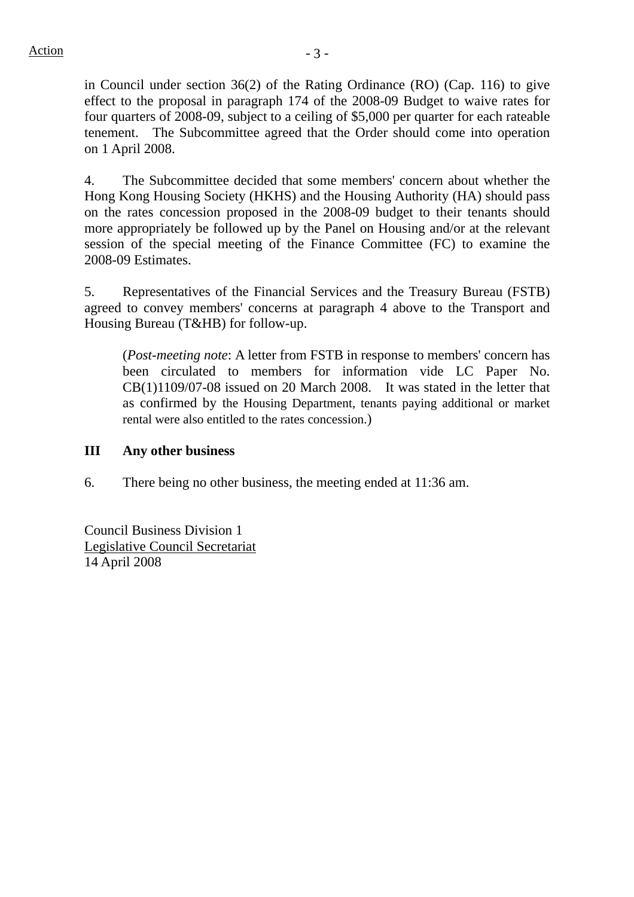Action

in Council under section 36(2) of the Rating Ordinance (RO) (Cap. 116) to give effect to the proposal in paragraph 174 of the 2008-09 Budget to waive rates for four quarters of 2008-09, subject to a ceiling of $5,000 per quarter for each rateable tenement. The Subcommittee agreed that the Order should come into operation on 1 April 2008.

4. The Subcommittee decided that some members' concern about whether the Hong Kong Housing Society (HKHS) and the Housing Authority (HA) should pass on the rates concession proposed in the 2008-09 budget to their tenants should more appropriately be followed up by the Panel on Housing and/or at the relevant session of the special meeting of the Finance Committee (FC) to examine the 2008-09 Estimates.

5. Representatives of the Financial Services and the Treasury Bureau (FSTB) agreed to convey members' concerns at paragraph 4 above to the Transport and Housing Bureau (T&HB) for follow-up.

> (*Post-meeting note*: A letter from FSTB in response to members' concern has been circulated to members for information vide LC Paper No. CB(1)1109/07-08 issued on 20 March 2008. It was stated in the letter that as confirmed by the Housing Department, tenants paying additional or market rental were also entitled to the rates concession.)

### III Any other business

6. There being no other business, the meeting ended at 11:36 am.

Council Business Division 1
Legislative Council Secretariat
14 April 2008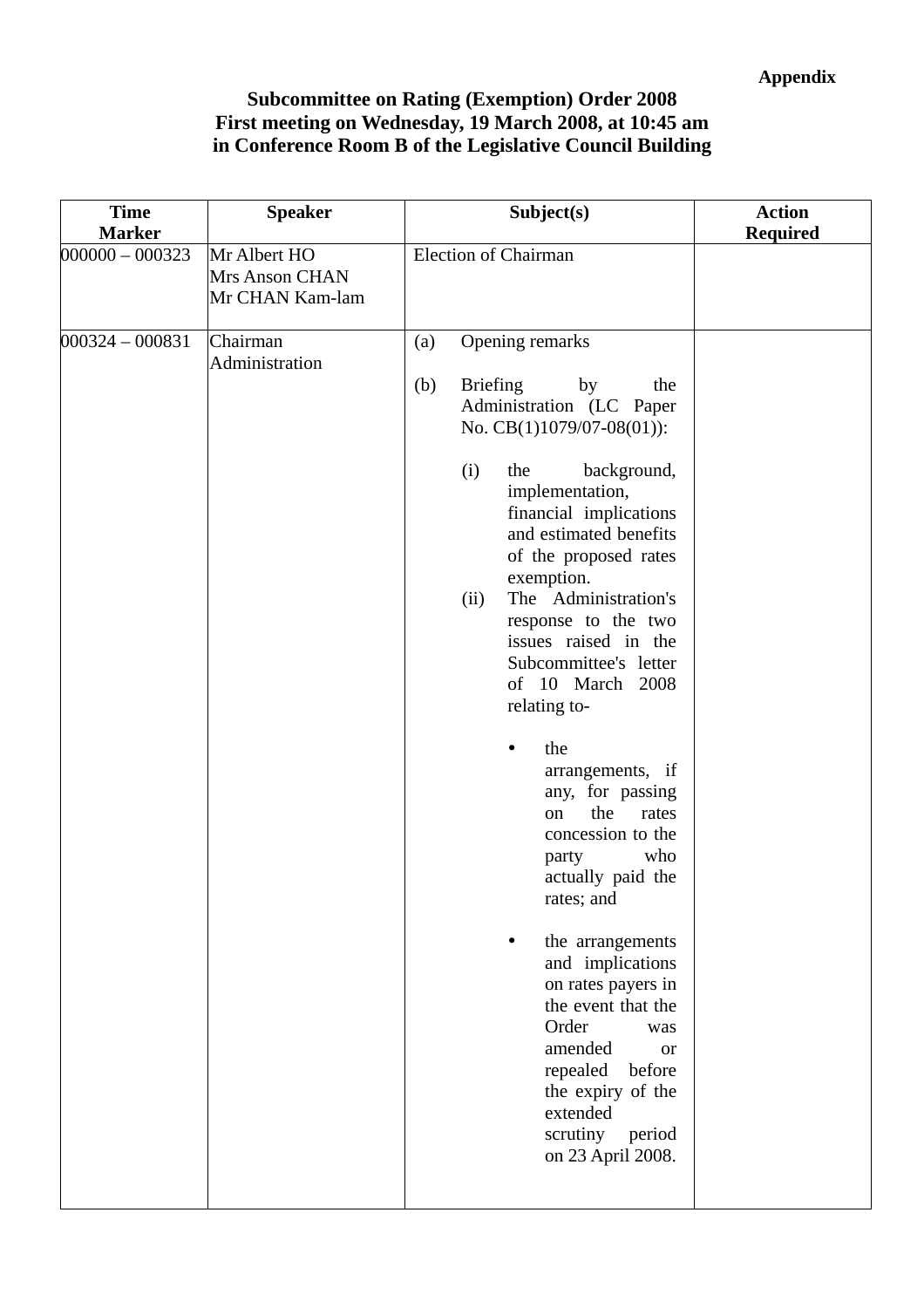**Appendix**

**Subcommittee on Rating (Exemption) Order 2008**
**First meeting on Wednesday, 19 March 2008, at 10:45 am**
**in Conference Room B of the Legislative Council Building**

| Time Marker | Speaker | Subject(s) | Action Required |
|---|---|---|---|
| 000000 – 000323 | Mr Albert HO<br>Mrs Anson CHAN<br>Mr CHAN Kam-lam | Election of Chairman | |
| 000324 – 000831 | Chairman<br>Administration | (a) Opening remarks<br><br>(b) Briefing by the Administration (LC Paper No. CB(1)1079/07-08(01)):<br><br>(i) the background, implementation, financial implications and estimated benefits of the proposed rates exemption.<br>(ii) The Administration's response to the two issues raised in the Subcommittee's letter of 10 March 2008 relating to-<br><br>• the arrangements, if any, for passing on the rates concession to the party who actually paid the rates; and<br><br>• the arrangements and implications on rates payers in the event that the Order was amended or repealed before the expiry of the extended scrutiny period on 23 April 2008. | |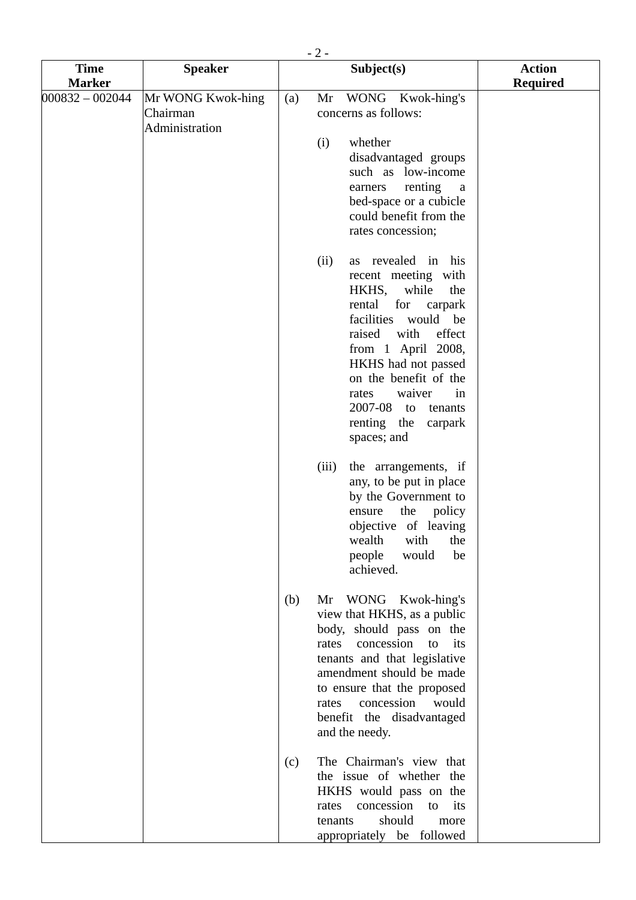| Time Marker | Speaker | Subject(s) | Action Required |
|---|---|---|---|
| 000832 – 002044 | Mr WONG Kwok-hing<br>Chairman<br>Administration | (a) Mr WONG Kwok-hing's concerns as follows:<br><br>(i) whether disadvantaged groups such as low-income earners renting a bed-space or a cubicle could benefit from the rates concession;<br><br>(ii) as revealed in his recent meeting with HKHS, while the rental for carpark facilities would be raised with effect from 1 April 2008, HKHS had not passed on the benefit of the rates waiver in 2007-08 to tenants renting the carpark spaces; and<br><br>(iii) the arrangements, if any, to be put in place by the Government to ensure the policy objective of leaving wealth with the people would be achieved.<br><br>(b) Mr WONG Kwok-hing's view that HKHS, as a public body, should pass on the rates concession to its tenants and that legislative amendment should be made to ensure that the proposed rates concession would benefit the disadvantaged and the needy.<br><br>(c) The Chairman's view that the issue of whether the HKHS would pass on the rates concession to its tenants should more appropriately be followed | |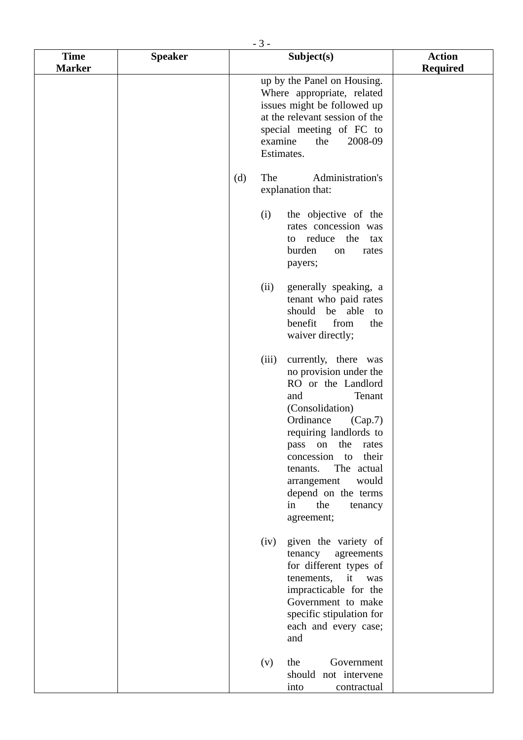| Time Marker | Speaker | Subject(s) | Action Required |
|---|---|---|---|
| | | up by the Panel on Housing. Where appropriate, related issues might be followed up at the relevant session of the special meeting of FC to examine the 2008-09 Estimates.<br><br>(d) The Administration's explanation that:<br><br>(i) the objective of the rates concession was to reduce the tax burden on rates payers;<br><br>(ii) generally speaking, a tenant who paid rates should be able to benefit from the waiver directly;<br><br>(iii) currently, there was no provision under the RO or the Landlord and Tenant (Consolidation) Ordinance (Cap.7) requiring landlords to pass on the rates concession to their tenants. The actual arrangement would depend on the terms in the tenancy agreement;<br><br>(iv) given the variety of tenancy agreements for different types of tenements, it was impracticable for the Government to make specific stipulation for each and every case; and<br><br>(v) the Government should not intervene into contractual | |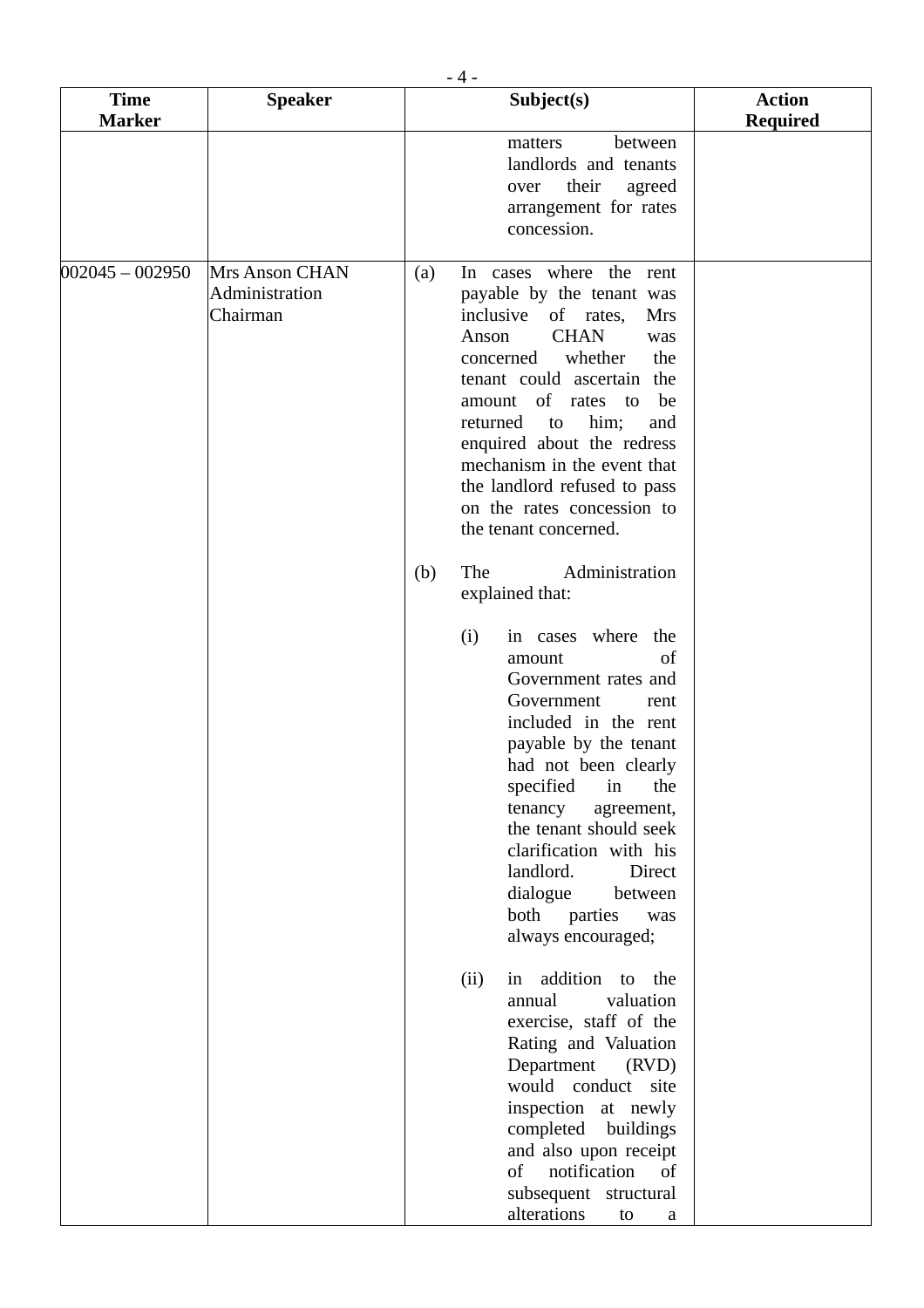| Time Marker | Speaker | Subject(s) | Action Required |
|---|---|---|---|
| | | matters between landlords and tenants over their agreed arrangement for rates concession. | |
| 002045 – 002950 | Mrs Anson CHAN<br>Administration<br>Chairman | (a) In cases where the rent payable by the tenant was inclusive of rates, Mrs Anson CHAN was concerned whether the tenant could ascertain the amount of rates to be returned to him; and enquired about the redress mechanism in the event that the landlord refused to pass on the rates concession to the tenant concerned.<br><br>(b) The Administration explained that:<br><br>(i) in cases where the amount of Government rates and Government rent included in the rent payable by the tenant had not been clearly specified in the tenancy agreement, the tenant should seek clarification with his landlord. Direct dialogue between both parties was always encouraged;<br><br>(ii) in addition to the annual valuation exercise, staff of the Rating and Valuation Department (RVD) would conduct site inspection at newly completed buildings and also upon receipt of notification of subsequent structural alterations to a | |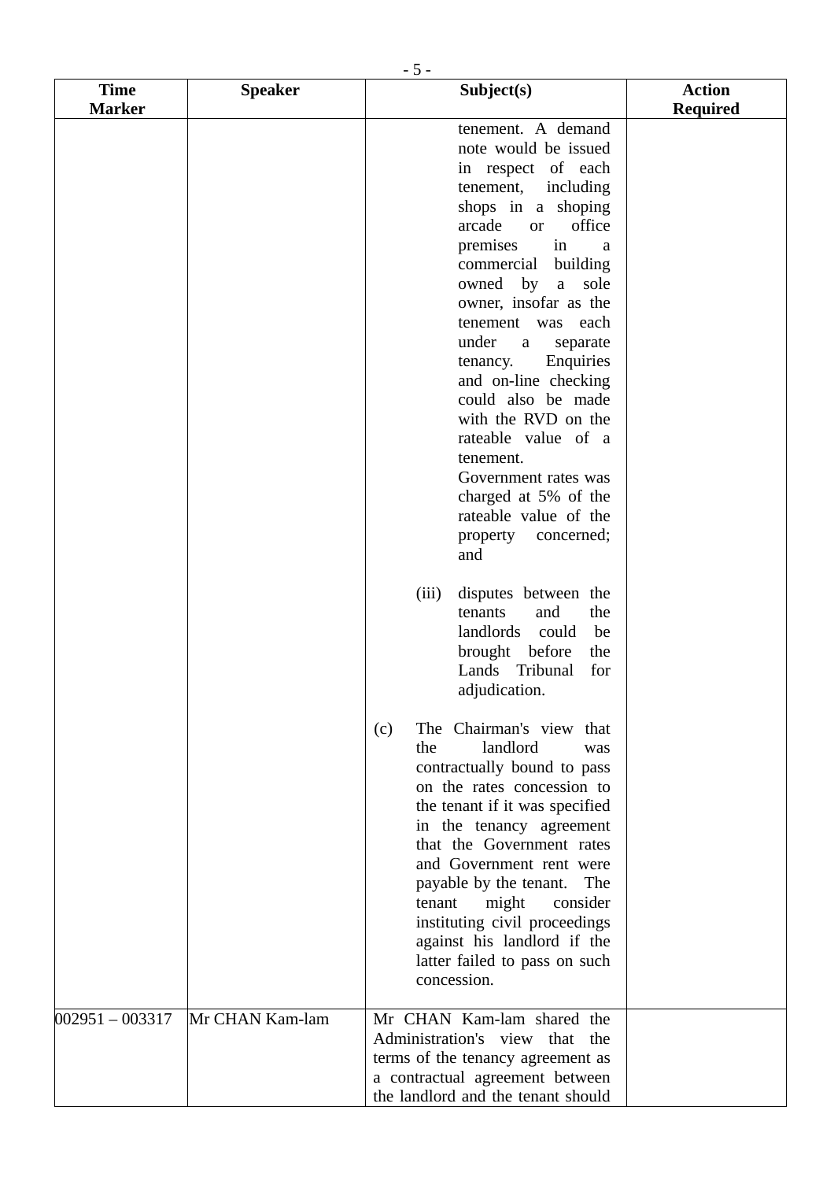| Time Marker | Speaker | Subject(s) | Action Required |
|---|---|---|---|
| | | tenement. A demand note would be issued in respect of each tenement, including shops in a shoping arcade or office premises in a commercial building owned by a sole owner, insofar as the tenement was each under a separate tenancy. Enquiries and on-line checking could also be made with the RVD on the rateable value of a tenement. Government rates was charged at 5% of the rateable value of the property concerned; and<br><br>(iii) disputes between the tenants and the landlords could be brought before the Lands Tribunal for adjudication.<br><br>(c) The Chairman's view that the landlord was contractually bound to pass on the rates concession to the tenant if it was specified in the tenancy agreement that the Government rates and Government rent were payable by the tenant. The tenant might consider instituting civil proceedings against his landlord if the latter failed to pass on such concession. | |
| 002951 – 003317 | Mr CHAN Kam-lam | Mr CHAN Kam-lam shared the Administration's view that the terms of the tenancy agreement as a contractual agreement between the landlord and the tenant should | |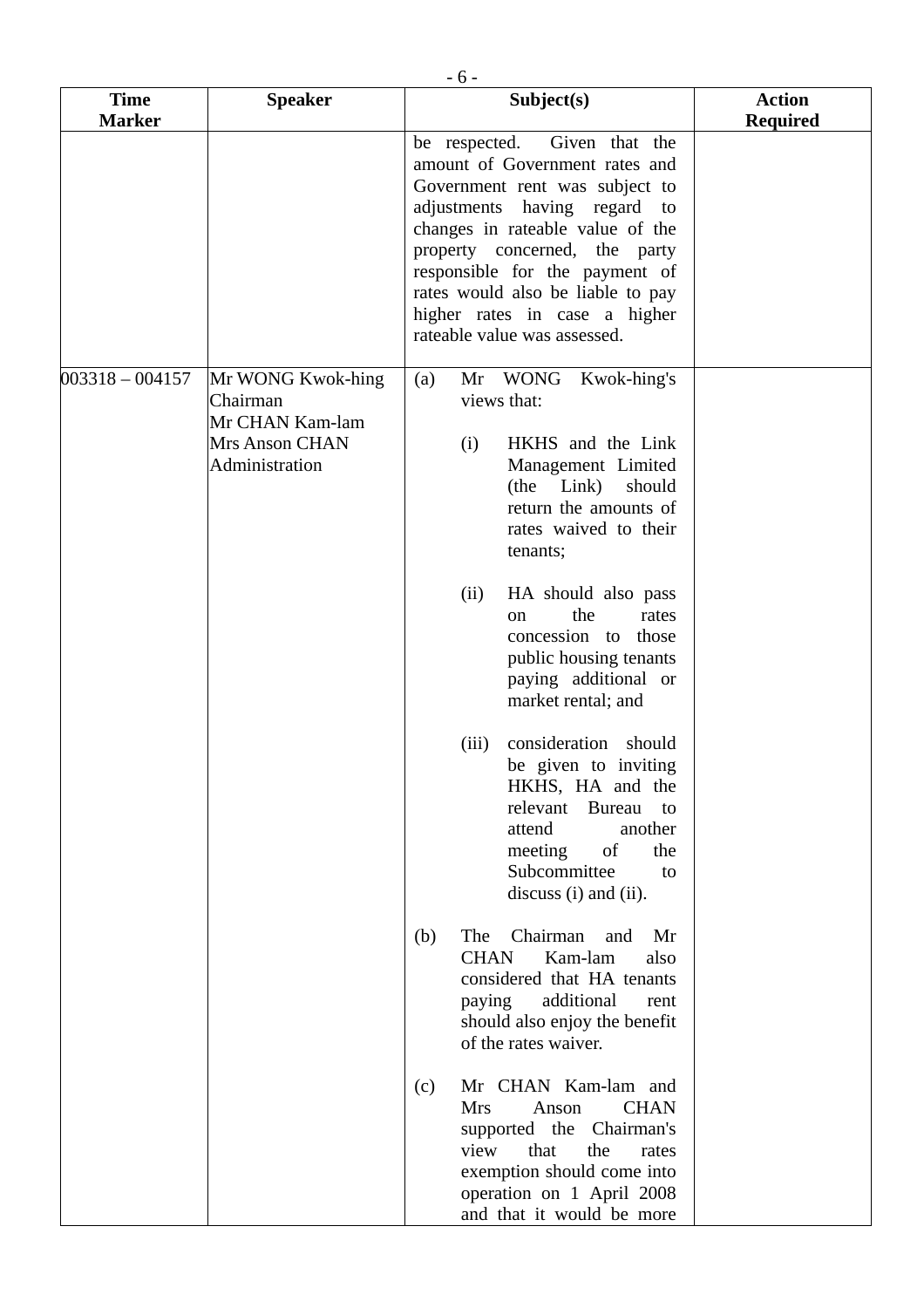| Time Marker | Speaker | Subject(s) | Action Required |
|---|---|---|---|
| | | be respected. Given that the amount of Government rates and Government rent was subject to adjustments having regard to changes in rateable value of the property concerned, the party responsible for the payment of rates would also be liable to pay higher rates in case a higher rateable value was assessed. | |
| 003318 – 004157 | Mr WONG Kwok-hing<br>Chairman<br>Mr CHAN Kam-lam<br>Mrs Anson CHAN<br>Administration | (a) Mr WONG Kwok-hing's views that:<br><br>(i) HKHS and the Link Management Limited (the Link) should return the amounts of rates waived to their tenants;<br><br>(ii) HA should also pass on the rates concession to those public housing tenants paying additional or market rental; and<br><br>(iii) consideration should be given to inviting HKHS, HA and the relevant Bureau to attend another meeting of the Subcommittee to discuss (i) and (ii).<br><br>(b) The Chairman and Mr CHAN Kam-lam also considered that HA tenants paying additional rent should also enjoy the benefit of the rates waiver.<br><br>(c) Mr CHAN Kam-lam and Mrs Anson CHAN supported the Chairman's view that the rates exemption should come into operation on 1 April 2008 and that it would be more | |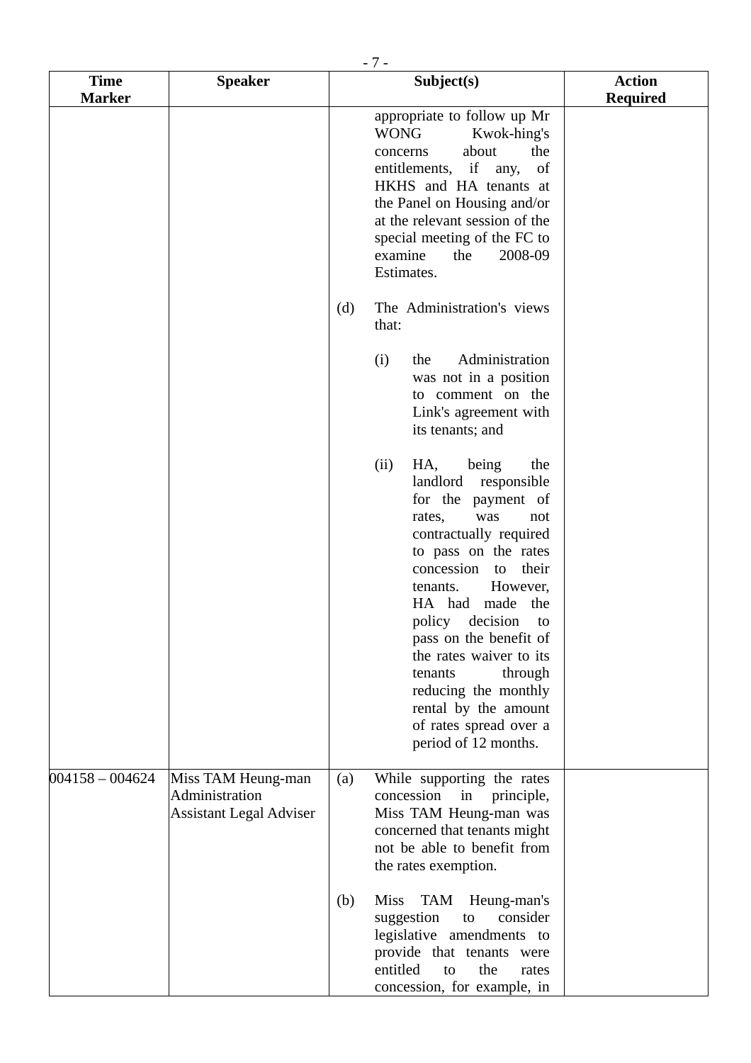| Time Marker | Speaker | Subject(s) | Action Required |
|---|---|---|---|
| | | appropriate to follow up Mr WONG Kwok-hing's concerns about the entitlements, if any, of HKHS and HA tenants at the Panel on Housing and/or at the relevant session of the special meeting of the FC to examine the 2008-09 Estimates.<br><br>(d) The Administration's views that:<br><br>(i) the Administration was not in a position to comment on the Link's agreement with its tenants; and<br><br>(ii) HA, being the landlord responsible for the payment of rates, was not contractually required to pass on the rates concession to their tenants. However, HA had made the policy decision to pass on the benefit of the rates waiver to its tenants through reducing the monthly rental by the amount of rates spread over a period of 12 months. | |
| 004158 – 004624 | Miss TAM Heung-man<br>Administration<br>Assistant Legal Adviser | (a) While supporting the rates concession in principle, Miss TAM Heung-man was concerned that tenants might not be able to benefit from the rates exemption.<br><br>(b) Miss TAM Heung-man's suggestion to consider legislative amendments to provide that tenants were entitled to the rates concession, for example, in | |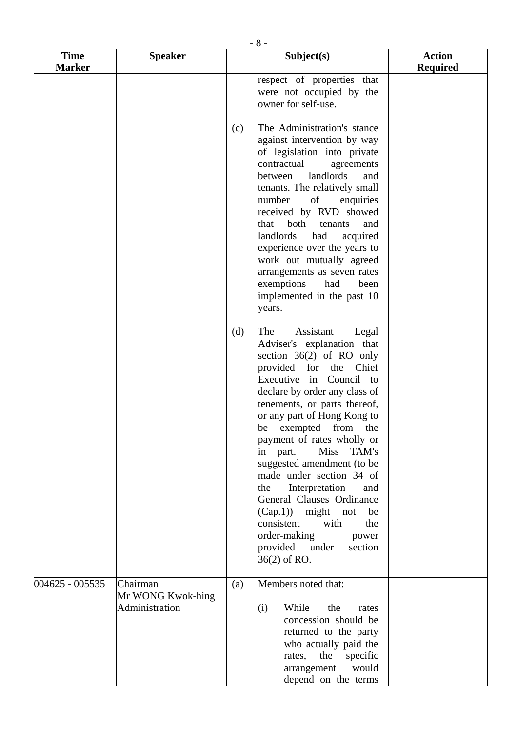| Time Marker | Speaker | Subject(s) | Action Required |
|---|---|---|---|
| | | respect of properties that were not occupied by the owner for self-use.<br><br>(c) The Administration's stance against intervention by way of legislation into private contractual agreements between landlords and tenants. The relatively small number of enquiries received by RVD showed that both tenants and landlords had acquired experience over the years to work out mutually agreed arrangements as seven rates exemptions had been implemented in the past 10 years.<br><br>(d) The Assistant Legal Adviser's explanation that section 36(2) of RO only provided for the Chief Executive in Council to declare by order any class of tenements, or parts thereof, or any part of Hong Kong to be exempted from the payment of rates wholly or in part. Miss TAM's suggested amendment (to be made under section 34 of the Interpretation and General Clauses Ordinance (Cap.1)) might not be consistent with the order-making power provided under section 36(2) of RO. | |
| 004625 - 005535 | Chairman<br>Mr WONG Kwok-hing<br>Administration | (a) Members noted that:<br><br>(i) While the rates concession should be returned to the party who actually paid the rates, the specific arrangement would depend on the terms | |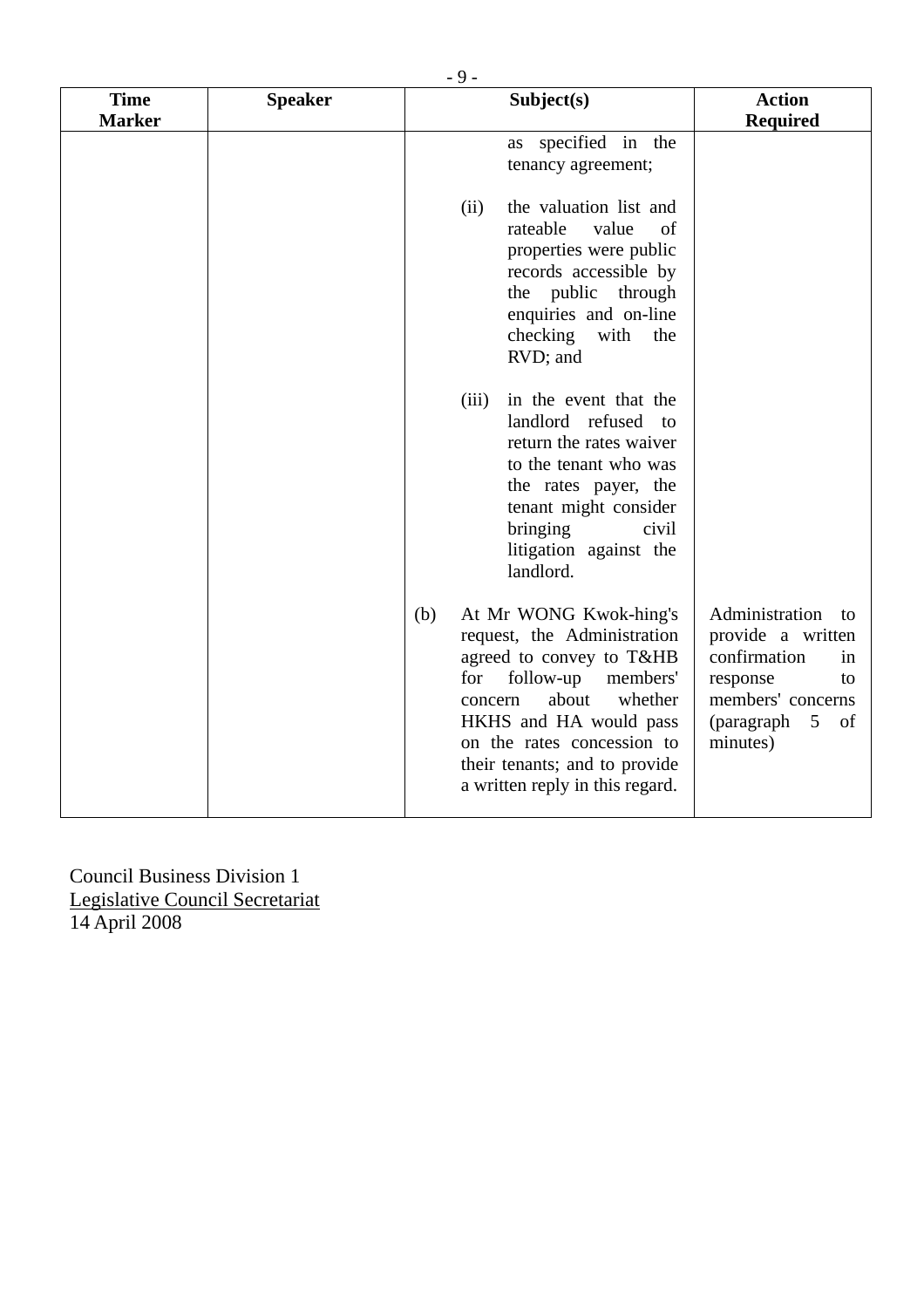| Time Marker | Speaker | Subject(s) | Action Required |
|---|---|---|---|
| | | as specified in the tenancy agreement;<br><br>(ii) the valuation list and rateable value of properties were public records accessible by the public through enquiries and on-line checking with the RVD; and<br><br>(iii) in the event that the landlord refused to return the rates waiver to the tenant who was the rates payer, the tenant might consider bringing civil litigation against the landlord. | |
| | | (b) At Mr WONG Kwok-hing's request, the Administration agreed to convey to T&HB for follow-up members' concern about whether HKHS and HA would pass on the rates concession to their tenants; and to provide a written reply in this regard. | Administration to provide a written confirmation in response to members' concerns (paragraph 5 of minutes) |

Council Business Division 1
Legislative Council Secretariat
14 April 2008